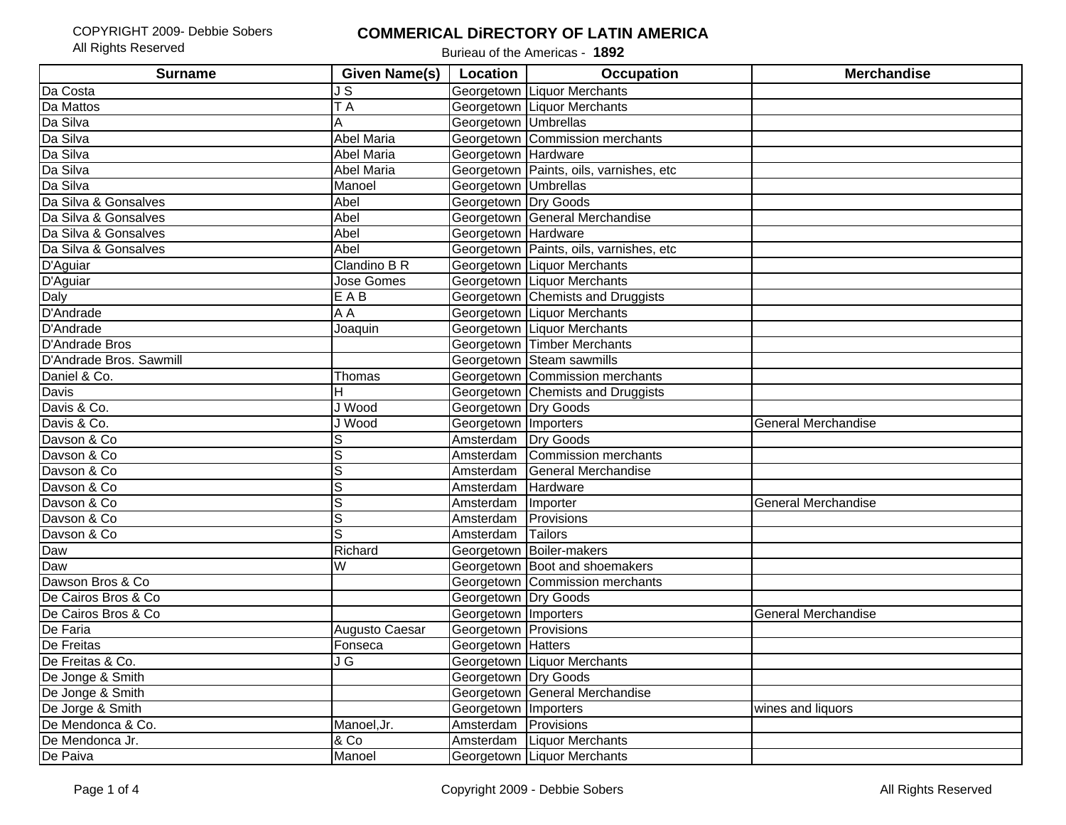COPYRIGHT 2009- Debbie Sobers
All Rights Reserved

# COMMERICAL DiRECTORY OF LATIN AMERICA

Burieau of the Americas - **1892**

| Surname | Given Name(s) | Location | Occupation | Merchandise |
|---|---|---|---|---|
| Da Costa | J S | Georgetown | Liquor Merchants | |
| Da Mattos | T A | Georgetown | Liquor Merchants | |
| Da Silva | A | Georgetown | Umbrellas | |
| Da Silva | Abel Maria | Georgetown | Commission merchants | |
| Da Silva | Abel Maria | Georgetown | Hardware | |
| Da Silva | Abel Maria | Georgetown | Paints, oils, varnishes, etc | |
| Da Silva | Manoel | Georgetown | Umbrellas | |
| Da Silva & Gonsalves | Abel | Georgetown | Dry Goods | |
| Da Silva & Gonsalves | Abel | Georgetown | General Merchandise | |
| Da Silva & Gonsalves | Abel | Georgetown | Hardware | |
| Da Silva & Gonsalves | Abel | Georgetown | Paints, oils, varnishes, etc | |
| D'Aguiar | Clandino B R | Georgetown | Liquor Merchants | |
| D'Aguiar | Jose Gomes | Georgetown | Liquor Merchants | |
| Daly | E A B | Georgetown | Chemists and Druggists | |
| D'Andrade | A A | Georgetown | Liquor Merchants | |
| D'Andrade | Joaquin | Georgetown | Liquor Merchants | |
| D'Andrade Bros | | Georgetown | Timber Merchants | |
| D'Andrade Bros. Sawmill | | Georgetown | Steam sawmills | |
| Daniel & Co. | Thomas | Georgetown | Commission merchants | |
| Davis | H | Georgetown | Chemists and Druggists | |
| Davis & Co. | J Wood | Georgetown | Dry Goods | |
| Davis & Co. | J Wood | Georgetown | Importers | General Merchandise |
| Davson & Co | S | Amsterdam | Dry Goods | |
| Davson & Co | S | Amsterdam | Commission merchants | |
| Davson & Co | S | Amsterdam | General Merchandise | |
| Davson & Co | S | Amsterdam | Hardware | |
| Davson & Co | S | Amsterdam | Importer | General Merchandise |
| Davson & Co | S | Amsterdam | Provisions | |
| Davson & Co | S | Amsterdam | Tailors | |
| Daw | Richard | Georgetown | Boiler-makers | |
| Daw | W | Georgetown | Boot and shoemakers | |
| Dawson Bros & Co | | Georgetown | Commission merchants | |
| De Cairos Bros & Co | | Georgetown | Dry Goods | |
| De Cairos Bros & Co | | Georgetown | Importers | General Merchandise |
| De Faria | Augusto Caesar | Georgetown | Provisions | |
| De Freitas | Fonseca | Georgetown | Hatters | |
| De Freitas & Co. | J G | Georgetown | Liquor Merchants | |
| De Jonge & Smith | | Georgetown | Dry Goods | |
| De Jonge & Smith | | Georgetown | General Merchandise | |
| De Jorge & Smith | | Georgetown | Importers | wines and liquors |
| De Mendonca & Co. | Manoel,Jr. | Amsterdam | Provisions | |
| De Mendonca Jr. | & Co | Amsterdam | Liquor Merchants | |
| De Paiva | Manoel | Georgetown | Liquor Merchants | |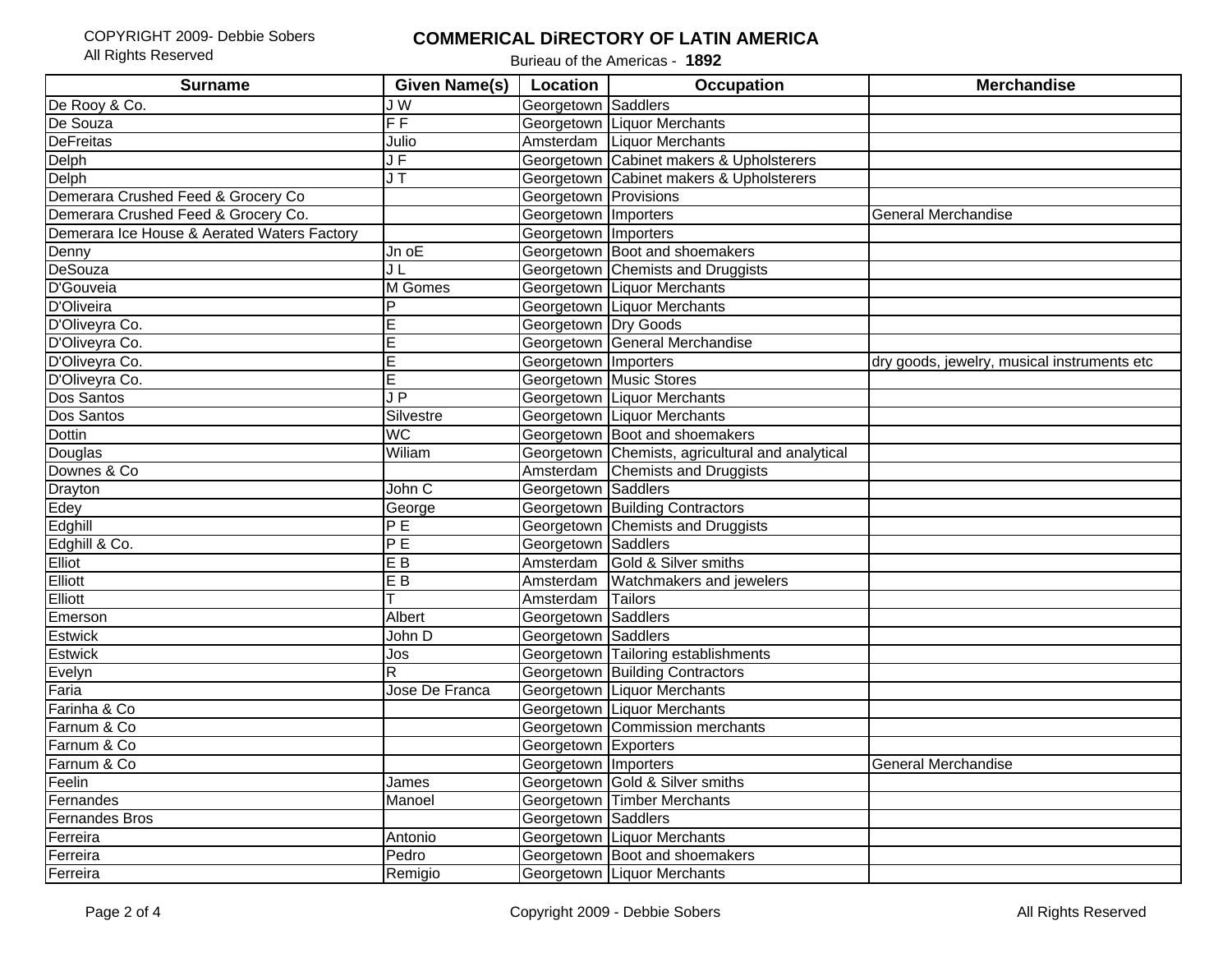COPYRIGHT 2009- Debbie Sobers
All Rights Reserved

## COMMERICAL DiRECTORY OF LATIN AMERICA

Burieau of the Americas - **1892**

| Surname | Given Name(s) | Location | Occupation | Merchandise |
|---|---|---|---|---|
| De Rooy & Co. | J W | Georgetown | Saddlers | |
| De Souza | F F | Georgetown | Liquor Merchants | |
| DeFreitas | Julio | Amsterdam | Liquor Merchants | |
| Delph | J F | Georgetown | Cabinet makers & Upholsterers | |
| Delph | J T | Georgetown | Cabinet makers & Upholsterers | |
| Demerara Crushed Feed & Grocery Co | | Georgetown | Provisions | |
| Demerara Crushed Feed & Grocery Co. | | Georgetown | Importers | General Merchandise |
| Demerara Ice House & Aerated Waters Factory | | Georgetown | Importers | |
| Denny | Jn oE | Georgetown | Boot and shoemakers | |
| DeSouza | J L | Georgetown | Chemists and Druggists | |
| D'Gouveia | M Gomes | Georgetown | Liquor Merchants | |
| D'Oliveira | P | Georgetown | Liquor Merchants | |
| D'Oliveyra Co. | E | Georgetown | Dry Goods | |
| D'Oliveyra Co. | E | Georgetown | General Merchandise | |
| D'Oliveyra Co. | E | Georgetown | Importers | dry goods, jewelry, musical instruments etc |
| D'Oliveyra Co. | E | Georgetown | Music Stores | |
| Dos Santos | J P | Georgetown | Liquor Merchants | |
| Dos Santos | Silvestre | Georgetown | Liquor Merchants | |
| Dottin | WC | Georgetown | Boot and shoemakers | |
| Douglas | Wiliam | Georgetown | Chemists, agricultural and analytical | |
| Downes & Co | | Amsterdam | Chemists and Druggists | |
| Drayton | John C | Georgetown | Saddlers | |
| Edey | George | Georgetown | Building Contractors | |
| Edghill | P E | Georgetown | Chemists and Druggists | |
| Edghill & Co. | P E | Georgetown | Saddlers | |
| Elliot | E B | Amsterdam | Gold & Silver smiths | |
| Elliott | E B | Amsterdam | Watchmakers and jewelers | |
| Elliott | T | Amsterdam | Tailors | |
| Emerson | Albert | Georgetown | Saddlers | |
| Estwick | John D | Georgetown | Saddlers | |
| Estwick | Jos | Georgetown | Tailoring establishments | |
| Evelyn | R | Georgetown | Building Contractors | |
| Faria | Jose De Franca | Georgetown | Liquor Merchants | |
| Farinha & Co | | Georgetown | Liquor Merchants | |
| Farnum & Co | | Georgetown | Commission merchants | |
| Farnum & Co | | Georgetown | Exporters | |
| Farnum & Co | | Georgetown | Importers | General Merchandise |
| Feelin | James | Georgetown | Gold & Silver smiths | |
| Fernandes | Manoel | Georgetown | Timber Merchants | |
| Fernandes Bros | | Georgetown | Saddlers | |
| Ferreira | Antonio | Georgetown | Liquor Merchants | |
| Ferreira | Pedro | Georgetown | Boot and shoemakers | |
| Ferreira | Remigio | Georgetown | Liquor Merchants | |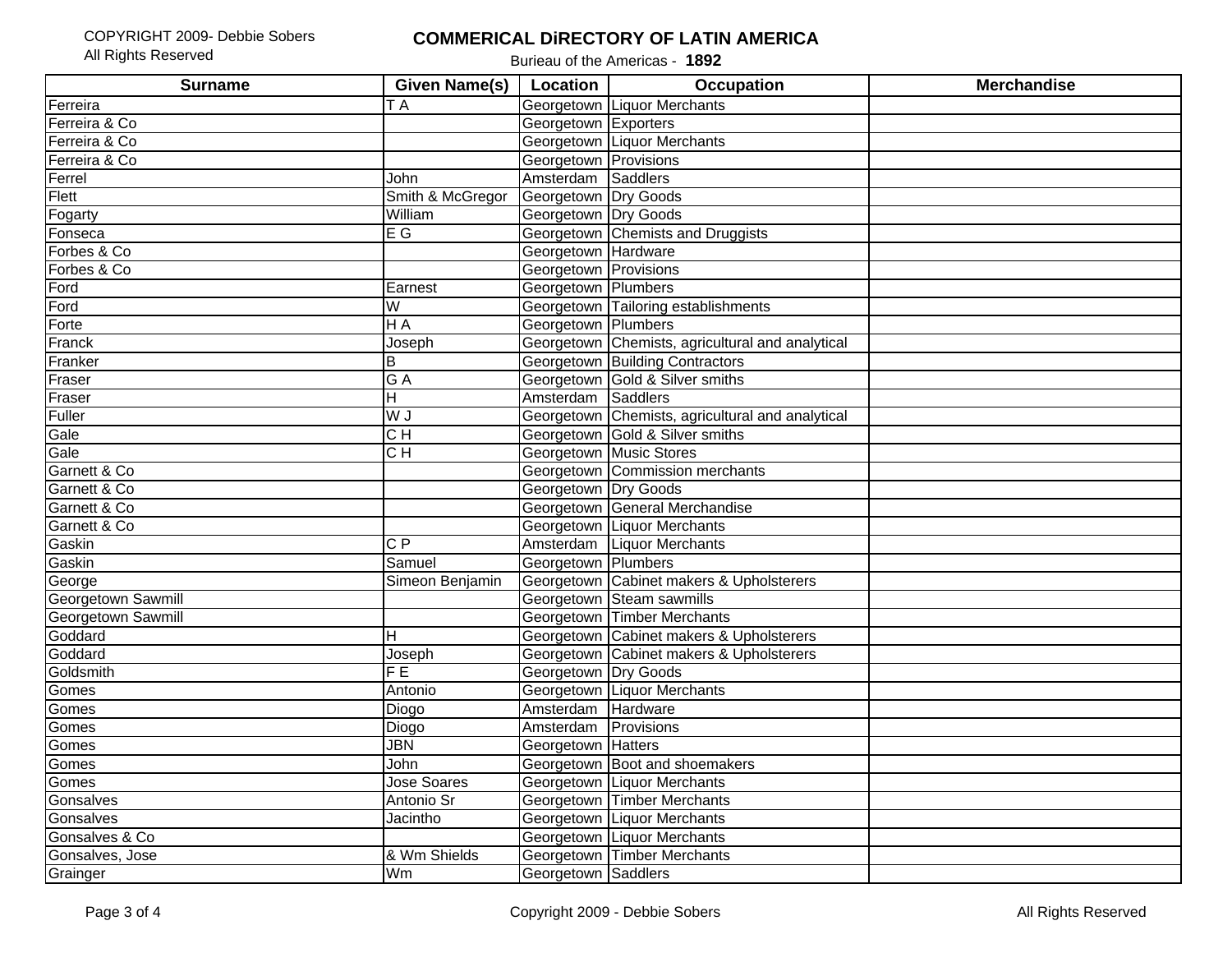COPYRIGHT 2009- Debbie Sobers
All Rights Reserved

# COMMERICAL DiRECTORY OF LATIN AMERICA

Burieau of the Americas - **1892**

| Surname | Given Name(s) | Location | Occupation | Merchandise |
|---|---|---|---|---|
| Ferreira | T A | Georgetown | Liquor Merchants | |
| Ferreira & Co | | Georgetown | Exporters | |
| Ferreira & Co | | Georgetown | Liquor Merchants | |
| Ferreira & Co | | Georgetown | Provisions | |
| Ferrel | John | Amsterdam | Saddlers | |
| Flett | Smith & McGregor | Georgetown | Dry Goods | |
| Fogarty | William | Georgetown | Dry Goods | |
| Fonseca | E G | Georgetown | Chemists and Druggists | |
| Forbes & Co | | Georgetown | Hardware | |
| Forbes & Co | | Georgetown | Provisions | |
| Ford | Earnest | Georgetown | Plumbers | |
| Ford | W | Georgetown | Tailoring establishments | |
| Forte | H A | Georgetown | Plumbers | |
| Franck | Joseph | Georgetown | Chemists, agricultural and analytical | |
| Franker | B | Georgetown | Building Contractors | |
| Fraser | G A | Georgetown | Gold & Silver smiths | |
| Fraser | H | Amsterdam | Saddlers | |
| Fuller | W J | Georgetown | Chemists, agricultural and analytical | |
| Gale | C H | Georgetown | Gold & Silver smiths | |
| Gale | C H | Georgetown | Music Stores | |
| Garnett & Co | | Georgetown | Commission merchants | |
| Garnett & Co | | Georgetown | Dry Goods | |
| Garnett & Co | | Georgetown | General Merchandise | |
| Garnett & Co | | Georgetown | Liquor Merchants | |
| Gaskin | C P | Amsterdam | Liquor Merchants | |
| Gaskin | Samuel | Georgetown | Plumbers | |
| George | Simeon Benjamin | Georgetown | Cabinet makers & Upholsterers | |
| Georgetown Sawmill | | Georgetown | Steam sawmills | |
| Georgetown Sawmill | | Georgetown | Timber Merchants | |
| Goddard | H | Georgetown | Cabinet makers & Upholsterers | |
| Goddard | Joseph | Georgetown | Cabinet makers & Upholsterers | |
| Goldsmith | F E | Georgetown | Dry Goods | |
| Gomes | Antonio | Georgetown | Liquor Merchants | |
| Gomes | Diogo | Amsterdam | Hardware | |
| Gomes | Diogo | Amsterdam | Provisions | |
| Gomes | JBN | Georgetown | Hatters | |
| Gomes | John | Georgetown | Boot and shoemakers | |
| Gomes | Jose Soares | Georgetown | Liquor Merchants | |
| Gonsalves | Antonio Sr | Georgetown | Timber Merchants | |
| Gonsalves | Jacintho | Georgetown | Liquor Merchants | |
| Gonsalves & Co | | Georgetown | Liquor Merchants | |
| Gonsalves, Jose | & Wm Shields | Georgetown | Timber Merchants | |
| Grainger | Wm | Georgetown | Saddlers | |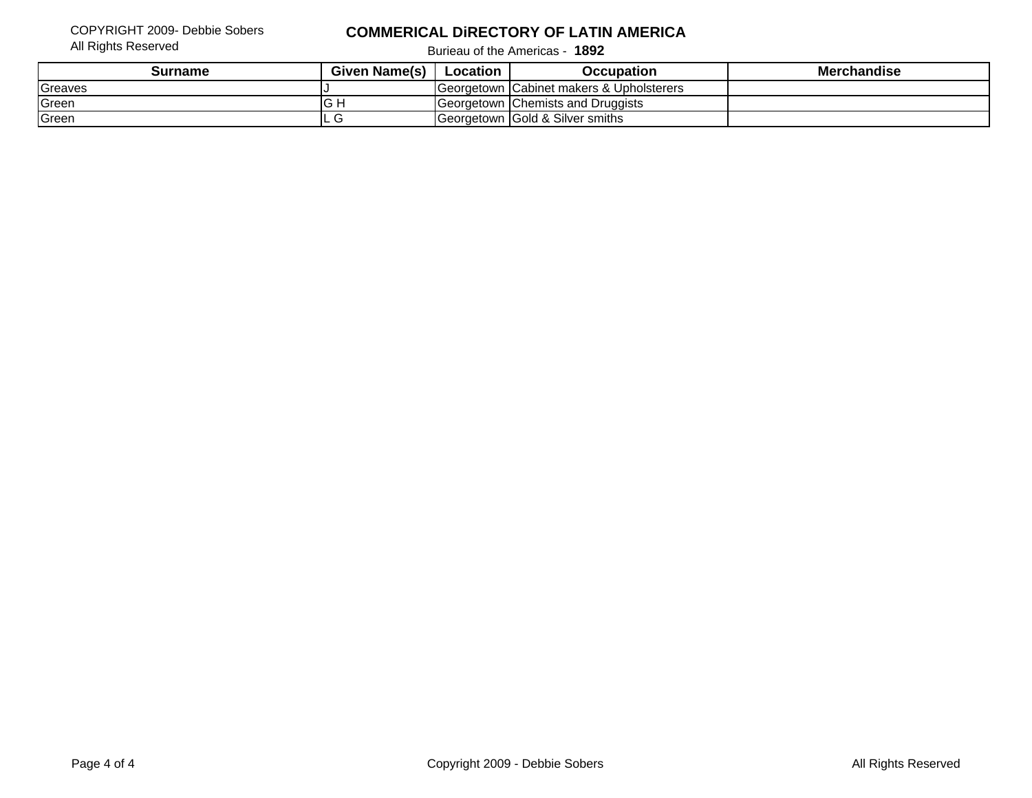| Surname | Given Name(s) | Location | Occupation | Merchandise |
|---|---|---|---|---|
| Greaves | J | Georgetown | Cabinet makers & Upholsterers | |
| Green | G H | Georgetown | Chemists and Druggists | |
| Green | L G | Georgetown | Gold & Silver smiths | |